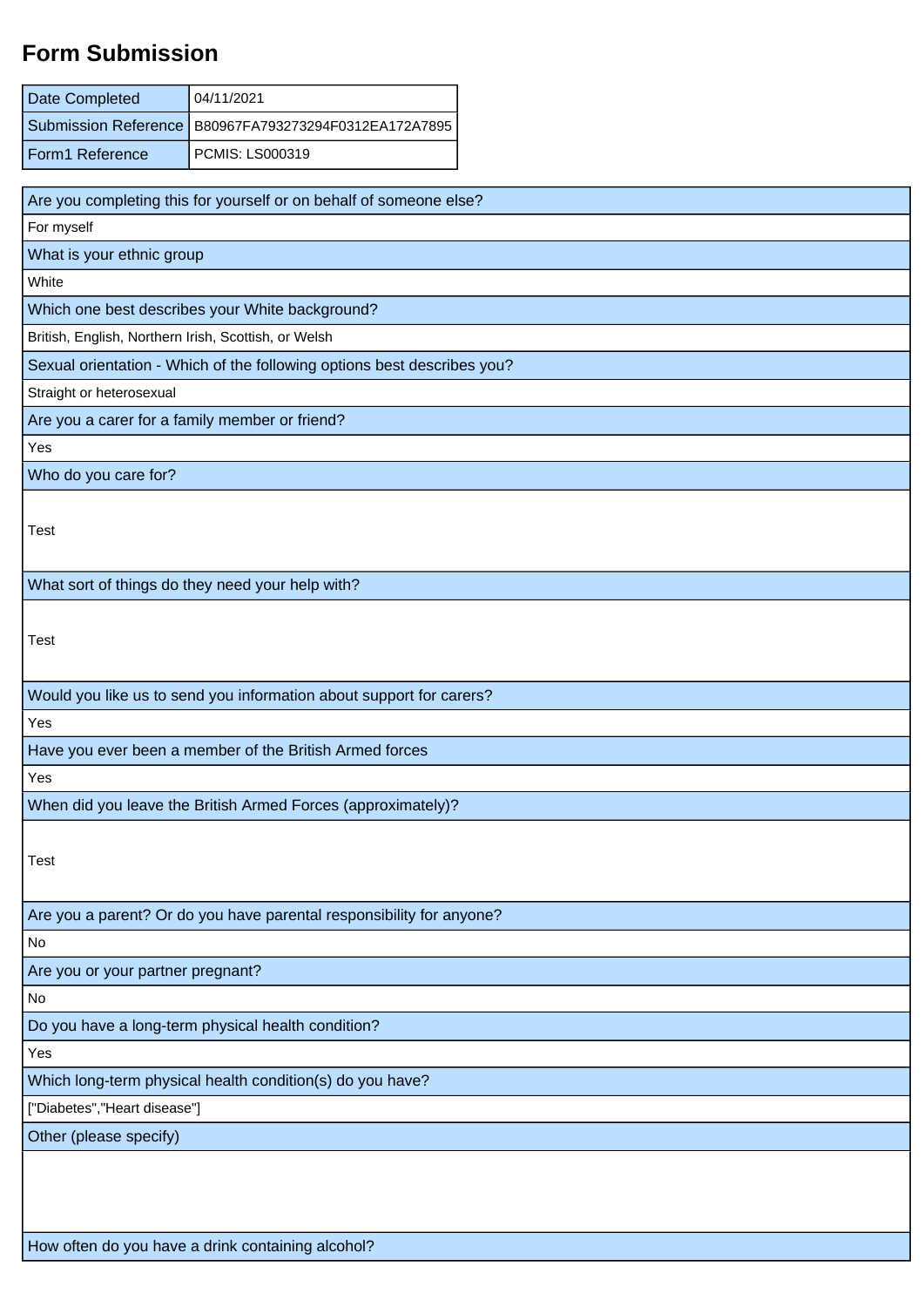# Form Submission

| Date Completed | 04/11/2021 |
|---|---|
| Submission Reference | B80967FA793273294F0312EA172A7895 |
| Form1 Reference | PCMIS: LS000319 |

| Are you completing this for yourself or on behalf of someone else? |
|---|
| For myself |
| What is your ethnic group |
| White |
| Which one best describes your White background? |
| British, English, Northern Irish, Scottish, or Welsh |
| Sexual orientation - Which of the following options best describes you? |
| Straight or heterosexual |
| Are you a carer for a family member or friend? |
| Yes |
| Who do you care for? |
| Test |
| What sort of things do they need your help with? |
| Test |
| Would you like us to send you information about support for carers? |
| Yes |
| Have you ever been a member of the British Armed forces |
| Yes |
| When did you leave the British Armed Forces (approximately)? |
| Test |
| Are you a parent? Or do you have parental responsibility for anyone? |
| No |
| Are you or your partner pregnant? |
| No |
| Do you have a long-term physical health condition? |
| Yes |
| Which long-term physical health condition(s) do you have? |
| ["Diabetes","Heart disease"] |
| Other (please specify) |
| |
| How often do you have a drink containing alcohol? |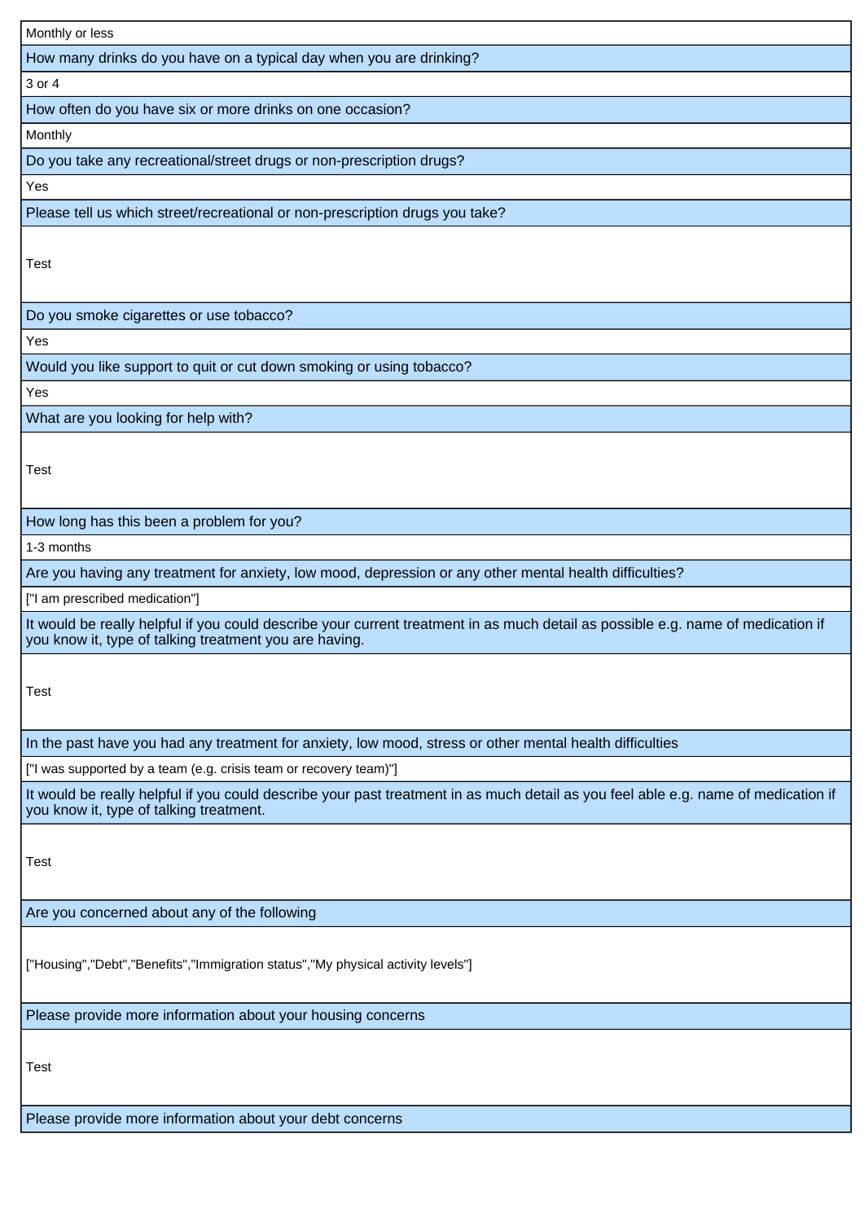| Monthly or less |
| --- |
| How many drinks do you have on a typical day when you are drinking? |
| 3 or 4 |
| How often do you have six or more drinks on one occasion? |
| Monthly |
| Do you take any recreational/street drugs or non-prescription drugs? |
| Yes |
| Please tell us which street/recreational or non-prescription drugs you take? |
| Test |
| Do you smoke cigarettes or use tobacco? |
| Yes |
| Would you like support to quit or cut down smoking or using tobacco? |
| Yes |
| What are you looking for help with? |
| Test |
| How long has this been a problem for you? |
| 1-3 months |
| Are you having any treatment for anxiety, low mood, depression or any other mental health difficulties? |
| ["I am prescribed medication"] |
| It would be really helpful if you could describe your current treatment in as much detail as possible e.g. name of medication if you know it, type of talking treatment you are having. |
| Test |
| In the past have you had any treatment for anxiety, low mood, stress or other mental health difficulties |
| ["I was supported by a team (e.g. crisis team or recovery team)"] |
| It would be really helpful if you could describe your past treatment in as much detail as you feel able e.g. name of medication if you know it, type of talking treatment. |
| Test |
| Are you concerned about any of the following |
| ["Housing","Debt","Benefits","Immigration status","My physical activity levels"] |
| Please provide more information about your housing concerns |
| Test |
| Please provide more information about your debt concerns |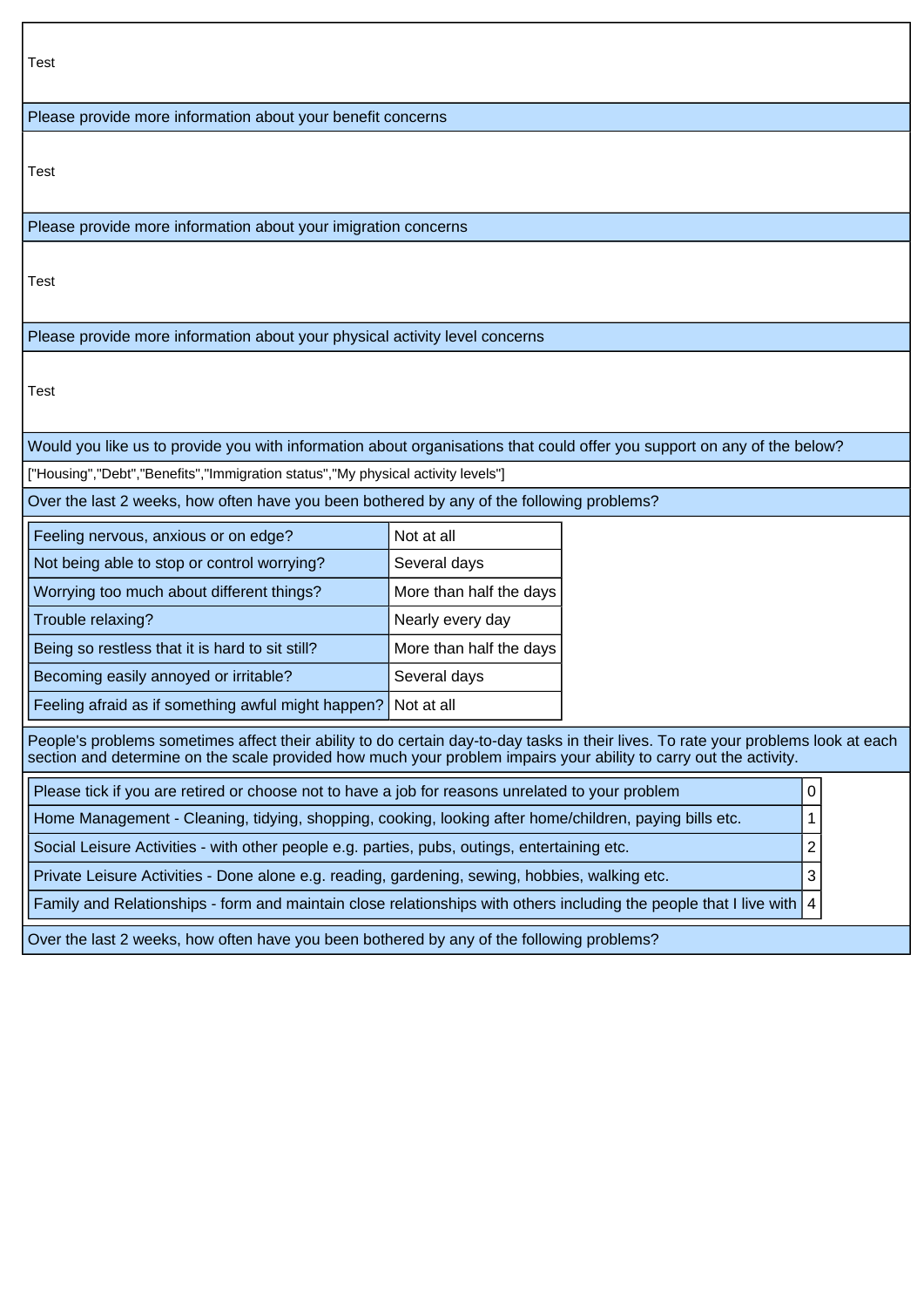Test

Please provide more information about your benefit concerns

Test

Please provide more information about your imigration concerns

Test

Please provide more information about your physical activity level concerns

Test

Would you like us to provide you with information about organisations that could offer you support on any of the below?

["Housing","Debt","Benefits","Immigration status","My physical activity levels"]

Over the last 2 weeks, how often have you been bothered by any of the following problems?

| Question | Answer |
|---|---|
| Feeling nervous, anxious or on edge? | Not at all |
| Not being able to stop or control worrying? | Several days |
| Worrying too much about different things? | More than half the days |
| Trouble relaxing? | Nearly every day |
| Being so restless that it is hard to sit still? | More than half the days |
| Becoming easily annoyed or irritable? | Several days |
| Feeling afraid as if something awful might happen? | Not at all |

People's problems sometimes affect their ability to do certain day-to-day tasks in their lives. To rate your problems look at each section and determine on the scale provided how much your problem impairs your ability to carry out the activity.

| Activity | Rating |
|---|---|
| Please tick if you are retired or choose not to have a job for reasons unrelated to your problem | 0 |
| Home Management - Cleaning, tidying, shopping, cooking, looking after home/children, paying bills etc. | 1 |
| Social Leisure Activities - with other people e.g. parties, pubs, outings, entertaining etc. | 2 |
| Private Leisure Activities - Done alone e.g. reading, gardening, sewing, hobbies, walking etc. | 3 |
| Family and Relationships - form and maintain close relationships with others including the people that I live with | 4 |

Over the last 2 weeks, how often have you been bothered by any of the following problems?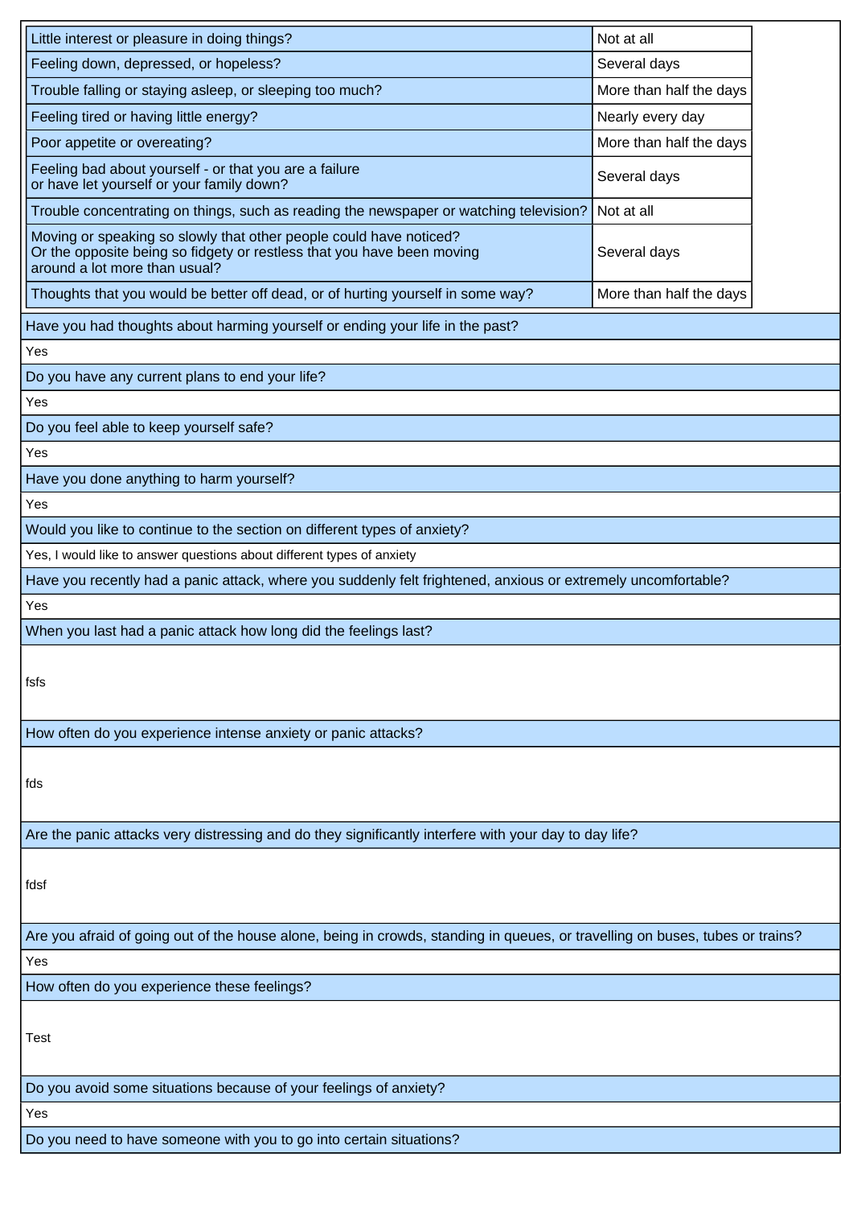| Question | Response |
|---|---|
| Little interest or pleasure in doing things? | Not at all |
| Feeling down, depressed, or hopeless? | Several days |
| Trouble falling or staying asleep, or sleeping too much? | More than half the days |
| Feeling tired or having little energy? | Nearly every day |
| Poor appetite or overeating? | More than half the days |
| Feeling bad about yourself - or that you are a failure or have let yourself or your family down? | Several days |
| Trouble concentrating on things, such as reading the newspaper or watching television? | Not at all |
| Moving or speaking so slowly that other people could have noticed? Or the opposite being so fidgety or restless that you have been moving around a lot more than usual? | Several days |
| Thoughts that you would be better off dead, or of hurting yourself in some way? | More than half the days |

| Have you had thoughts about harming yourself or ending your life in the past? |
|---|
| Yes |
| **Do you have any current plans to end your life?** |
| Yes |
| **Do you feel able to keep yourself safe?** |
| Yes |
| **Have you done anything to harm yourself?** |
| Yes |
| **Would you like to continue to the section on different types of anxiety?** |
| Yes, I would like to answer questions about different types of anxiety |
| **Have you recently had a panic attack, where you suddenly felt frightened, anxious or extremely uncomfortable?** |
| Yes |
| **When you last had a panic attack how long did the feelings last?** |
| fsfs |
| **How often do you experience intense anxiety or panic attacks?** |
| fds |
| **Are the panic attacks very distressing and do they significantly interfere with your day to day life?** |
| fdsf |
| **Are you afraid of going out of the house alone, being in crowds, standing in queues, or travelling on buses, tubes or trains?** |
| Yes |
| **How often do you experience these feelings?** |
| Test |
| **Do you avoid some situations because of your feelings of anxiety?** |
| Yes |
| **Do you need to have someone with you to go into certain situations?** |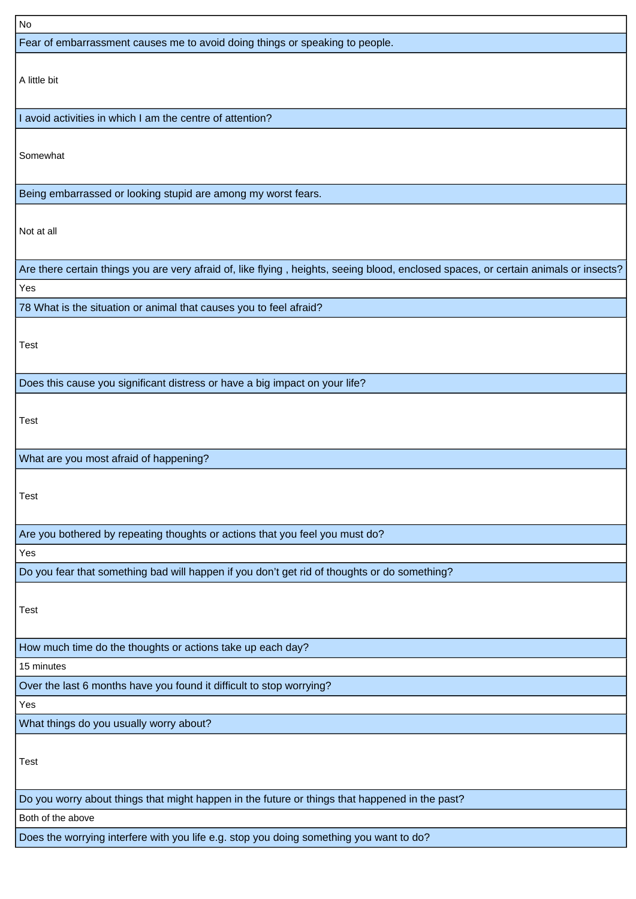| No |
| --- |
| Fear of embarrassment causes me to avoid doing things or speaking to people. |
| A little bit |
| I avoid activities in which I am the centre of attention? |
| Somewhat |
| Being embarrassed or looking stupid are among my worst fears. |
| Not at all |
| Are there certain things you are very afraid of, like flying , heights, seeing blood, enclosed spaces, or certain animals or insects? |
| Yes |
| 78 What is the situation or animal that causes you to feel afraid? |
| Test |
| Does this cause you significant distress or have a big impact on your life? |
| Test |
| What are you most afraid of happening? |
| Test |
| Are you bothered by repeating thoughts or actions that you feel you must do? |
| Yes |
| Do you fear that something bad will happen if you don't get rid of thoughts or do something? |
| Test |
| How much time do the thoughts or actions take up each day? |
| 15 minutes |
| Over the last 6 months have you found it difficult to stop worrying? |
| Yes |
| What things do you usually worry about? |
| Test |
| Do you worry about things that might happen in the future or things that happened in the past? |
| Both of the above |
| Does the worrying interfere with you life e.g. stop you doing something you want to do? |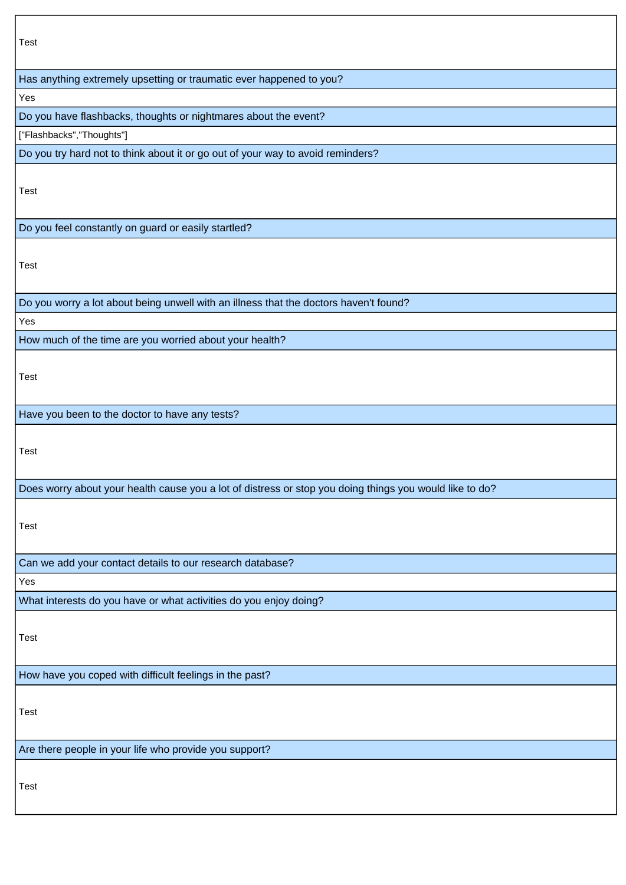| |
|---|
| Test |
| Has anything extremely upsetting or traumatic ever happened to you? |
| Yes |
| Do you have flashbacks, thoughts or nightmares about the event? |
| ["Flashbacks","Thoughts"] |
| Do you try hard not to think about it or go out of your way to avoid reminders? |
| Test |
| Do you feel constantly on guard or easily startled? |
| Test |
| Do you worry a lot about being unwell with an illness that the doctors haven't found? |
| Yes |
| How much of the time are you worried about your health? |
| Test |
| Have you been to the doctor to have any tests? |
| Test |
| Does worry about your health cause you a lot of distress or stop you doing things you would like to do? |
| Test |
| Can we add your contact details to our research database? |
| Yes |
| What interests do you have or what activities do you enjoy doing? |
| Test |
| How have you coped with difficult feelings in the past? |
| Test |
| Are there people in your life who provide you support? |
| Test |